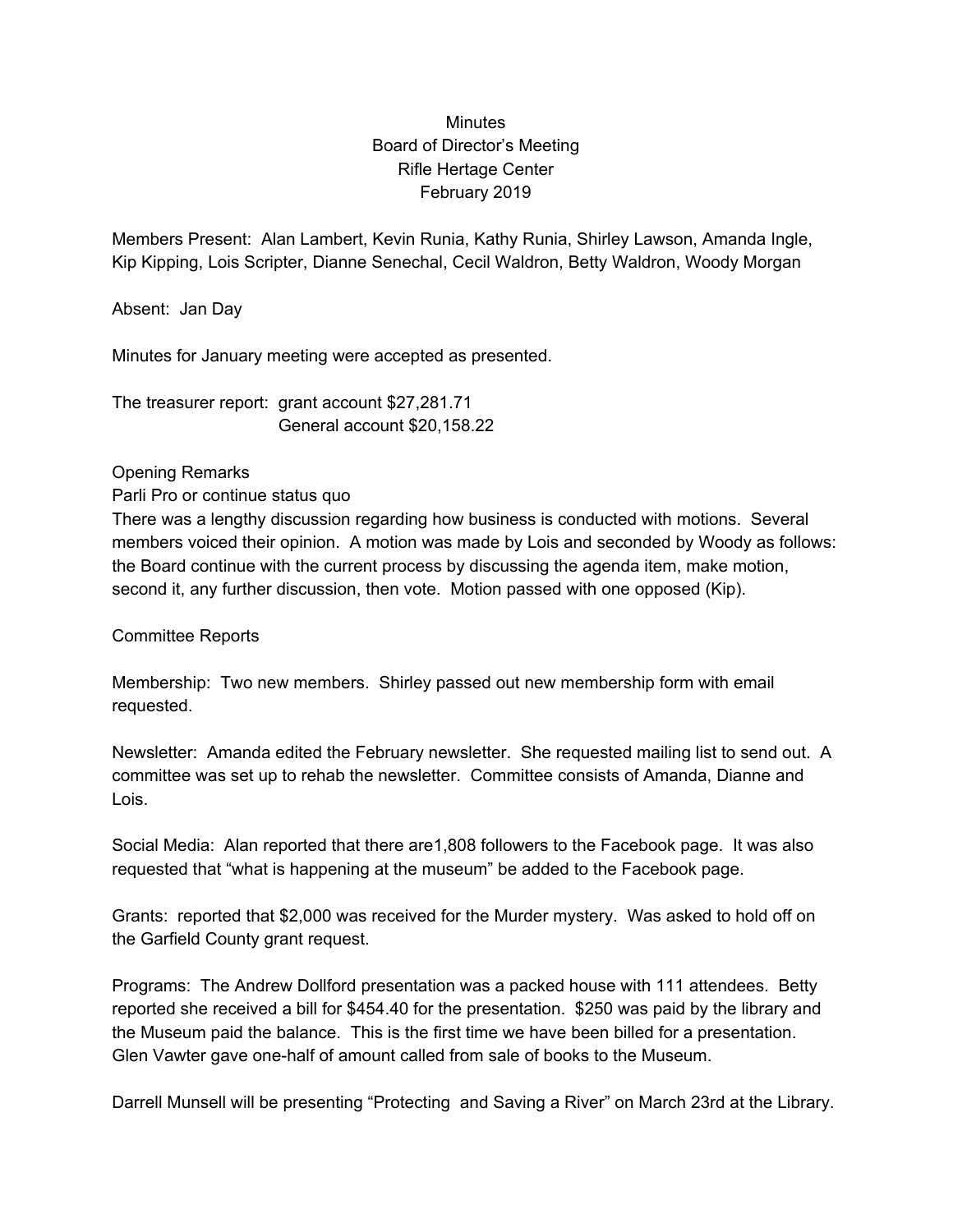Minutes
Board of Director's Meeting
Rifle Hertage Center
February 2019

Members Present: Alan Lambert, Kevin Runia, Kathy Runia, Shirley Lawson, Amanda Ingle, Kip Kipping, Lois Scripter, Dianne Senechal, Cecil Waldron, Betty Waldron, Woody Morgan

Absent: Jan Day

Minutes for January meeting were accepted as presented.

The treasurer report: grant account $27,281.71
General account $20,158.22

Opening Remarks
Parli Pro or continue status quo
There was a lengthy discussion regarding how business is conducted with motions. Several members voiced their opinion. A motion was made by Lois and seconded by Woody as follows: the Board continue with the current process by discussing the agenda item, make motion, second it, any further discussion, then vote. Motion passed with one opposed (Kip).

Committee Reports

Membership: Two new members. Shirley passed out new membership form with email requested.

Newsletter: Amanda edited the February newsletter. She requested mailing list to send out. A committee was set up to rehab the newsletter. Committee consists of Amanda, Dianne and Lois.

Social Media: Alan reported that there are1,808 followers to the Facebook page. It was also requested that "what is happening at the museum" be added to the Facebook page.

Grants: reported that $2,000 was received for the Murder mystery. Was asked to hold off on the Garfield County grant request.

Programs: The Andrew Dollford presentation was a packed house with 111 attendees. Betty reported she received a bill for $454.40 for the presentation. $250 was paid by the library and the Museum paid the balance. This is the first time we have been billed for a presentation. Glen Vawter gave one-half of amount called from sale of books to the Museum.

Darrell Munsell will be presenting "Protecting and Saving a River" on March 23rd at the Library.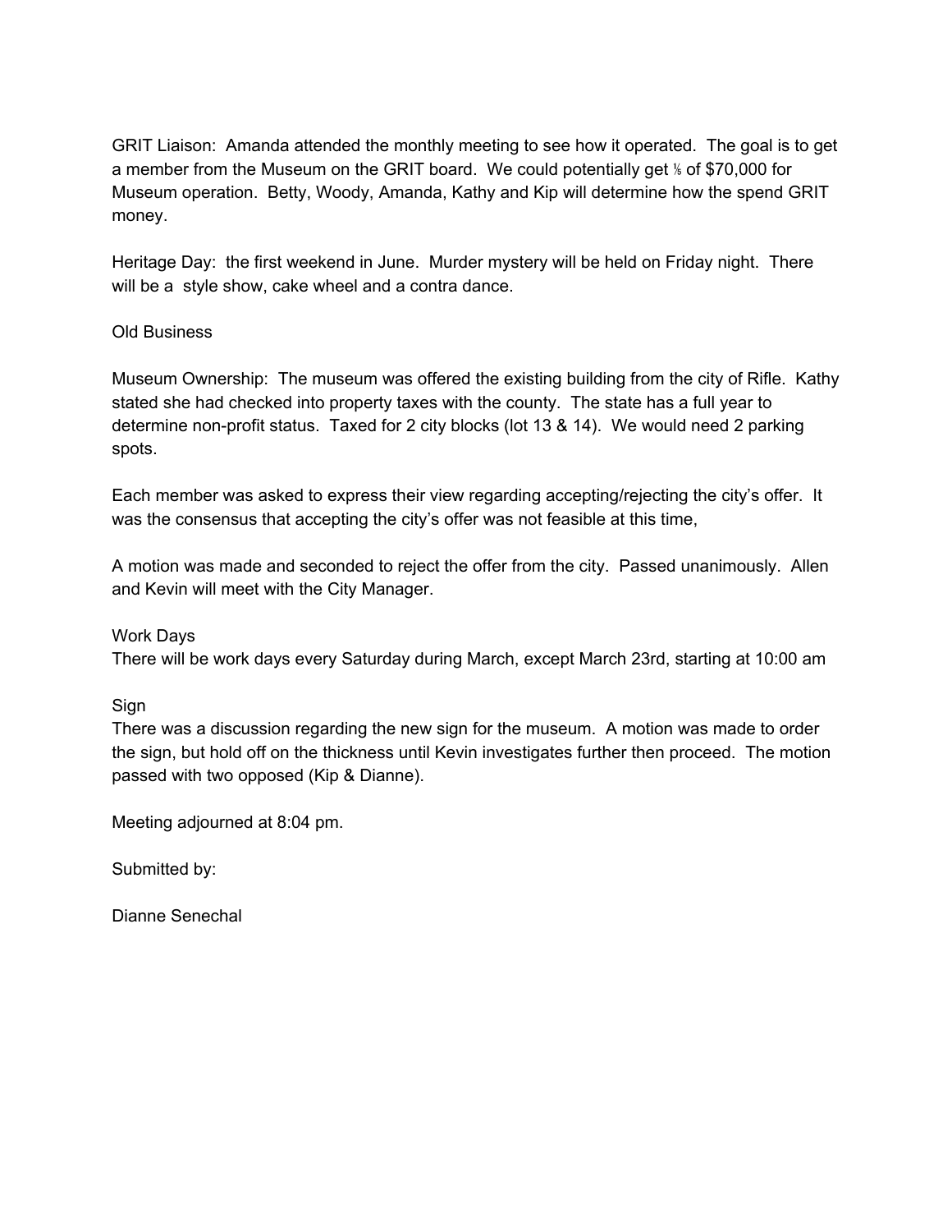GRIT Liaison: Amanda attended the monthly meeting to see how it operated. The goal is to get a member from the Museum on the GRIT board. We could potentially get ⅕ of $70,000 for Museum operation. Betty, Woody, Amanda, Kathy and Kip will determine how the spend GRIT money.

Heritage Day: the first weekend in June. Murder mystery will be held on Friday night. There will be a style show, cake wheel and a contra dance.

Old Business

Museum Ownership: The museum was offered the existing building from the city of Rifle. Kathy stated she had checked into property taxes with the county. The state has a full year to determine non-profit status. Taxed for 2 city blocks (lot 13 & 14). We would need 2 parking spots.

Each member was asked to express their view regarding accepting/rejecting the city's offer. It was the consensus that accepting the city's offer was not feasible at this time,

A motion was made and seconded to reject the offer from the city. Passed unanimously. Allen and Kevin will meet with the City Manager.

Work Days

There will be work days every Saturday during March, except March 23rd, starting at 10:00 am

Sign

There was a discussion regarding the new sign for the museum. A motion was made to order the sign, but hold off on the thickness until Kevin investigates further then proceed. The motion passed with two opposed (Kip & Dianne).

Meeting adjourned at 8:04 pm.

Submitted by:

Dianne Senechal